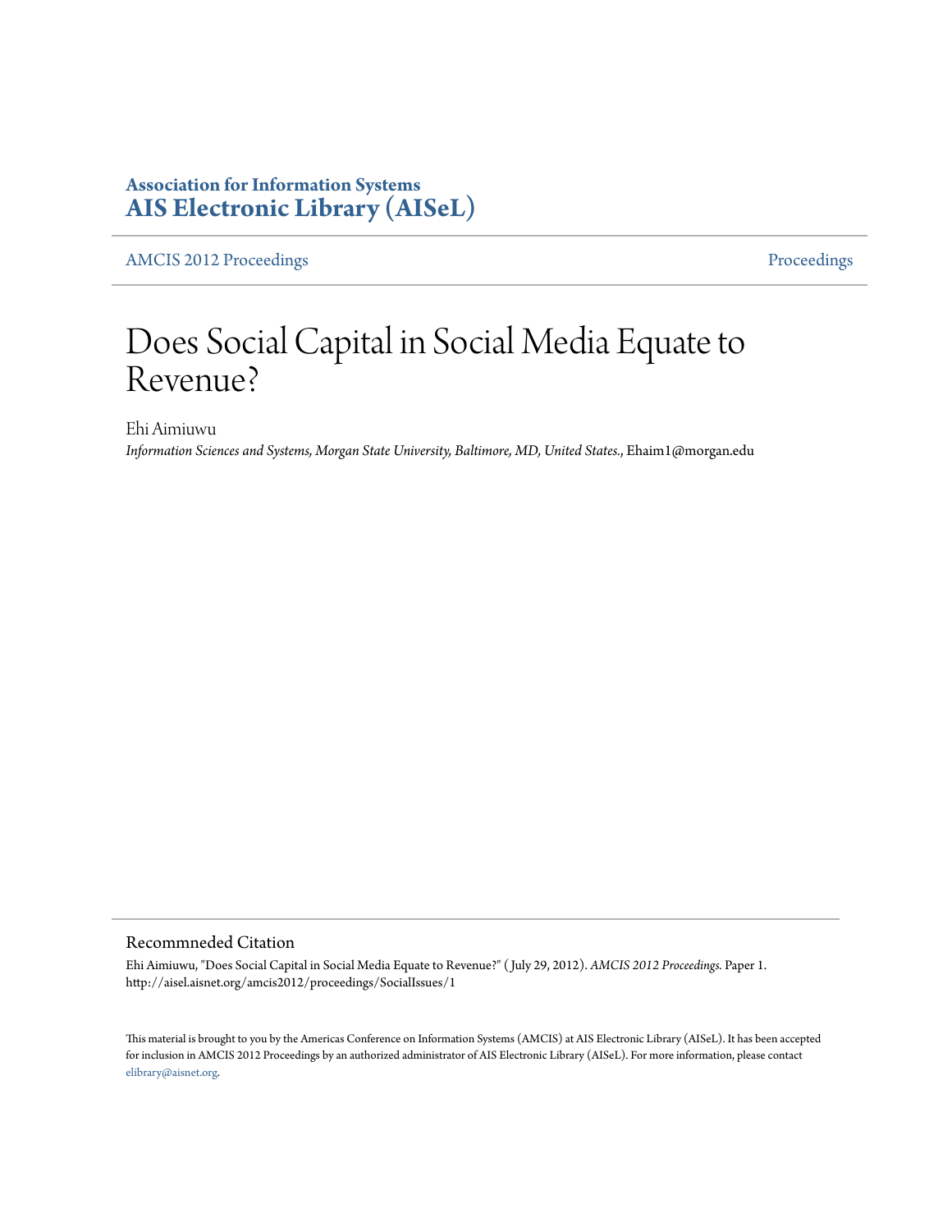**Association for Information Systems**
**AIS Electronic Library (AISeL)**

AMCIS 2012 Proceedings | Proceedings

# Does Social Capital in Social Media Equate to Revenue?

Ehi Aimiuwu
*Information Sciences and Systems, Morgan State University, Baltimore, MD, United States.*, Ehaim1@morgan.edu

## Recommneded Citation

Ehi Aimiuwu, "Does Social Capital in Social Media Equate to Revenue?" ( July 29, 2012). *AMCIS 2012 Proceedings.* Paper 1.
http://aisel.aisnet.org/amcis2012/proceedings/SocialIssues/1

This material is brought to you by the Americas Conference on Information Systems (AMCIS) at AIS Electronic Library (AISeL). It has been accepted for inclusion in AMCIS 2012 Proceedings by an authorized administrator of AIS Electronic Library (AISeL). For more information, please contact elibrary@aisnet.org.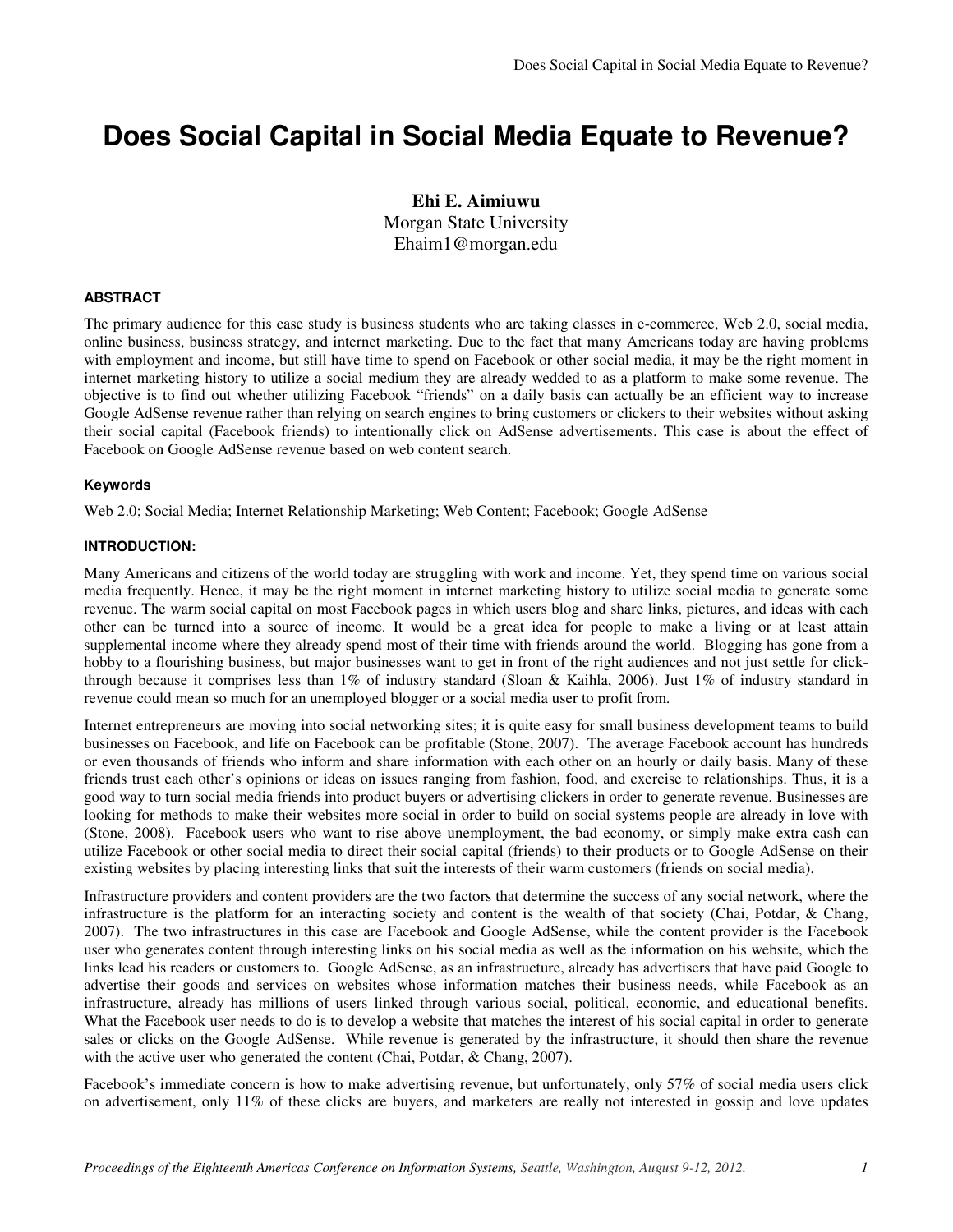# Does Social Capital in Social Media Equate to Revenue?

**Ehi E. Aimiuwu**
Morgan State University
Ehaim1@morgan.edu

### ABSTRACT

The primary audience for this case study is business students who are taking classes in e-commerce, Web 2.0, social media, online business, business strategy, and internet marketing. Due to the fact that many Americans today are having problems with employment and income, but still have time to spend on Facebook or other social media, it may be the right moment in internet marketing history to utilize a social medium they are already wedded to as a platform to make some revenue. The objective is to find out whether utilizing Facebook "friends" on a daily basis can actually be an efficient way to increase Google AdSense revenue rather than relying on search engines to bring customers or clickers to their websites without asking their social capital (Facebook friends) to intentionally click on AdSense advertisements. This case is about the effect of Facebook on Google AdSense revenue based on web content search.

#### Keywords

Web 2.0; Social Media; Internet Relationship Marketing; Web Content; Facebook; Google AdSense

### INTRODUCTION:

Many Americans and citizens of the world today are struggling with work and income. Yet, they spend time on various social media frequently. Hence, it may be the right moment in internet marketing history to utilize social media to generate some revenue. The warm social capital on most Facebook pages in which users blog and share links, pictures, and ideas with each other can be turned into a source of income. It would be a great idea for people to make a living or at least attain supplemental income where they already spend most of their time with friends around the world. Blogging has gone from a hobby to a flourishing business, but major businesses want to get in front of the right audiences and not just settle for click-through because it comprises less than 1% of industry standard (Sloan & Kaihla, 2006). Just 1% of industry standard in revenue could mean so much for an unemployed blogger or a social media user to profit from.

Internet entrepreneurs are moving into social networking sites; it is quite easy for small business development teams to build businesses on Facebook, and life on Facebook can be profitable (Stone, 2007). The average Facebook account has hundreds or even thousands of friends who inform and share information with each other on an hourly or daily basis. Many of these friends trust each other's opinions or ideas on issues ranging from fashion, food, and exercise to relationships. Thus, it is a good way to turn social media friends into product buyers or advertising clickers in order to generate revenue. Businesses are looking for methods to make their websites more social in order to build on social systems people are already in love with (Stone, 2008). Facebook users who want to rise above unemployment, the bad economy, or simply make extra cash can utilize Facebook or other social media to direct their social capital (friends) to their products or to Google AdSense on their existing websites by placing interesting links that suit the interests of their warm customers (friends on social media).

Infrastructure providers and content providers are the two factors that determine the success of any social network, where the infrastructure is the platform for an interacting society and content is the wealth of that society (Chai, Potdar, & Chang, 2007). The two infrastructures in this case are Facebook and Google AdSense, while the content provider is the Facebook user who generates content through interesting links on his social media as well as the information on his website, which the links lead his readers or customers to. Google AdSense, as an infrastructure, already has advertisers that have paid Google to advertise their goods and services on websites whose information matches their business needs, while Facebook as an infrastructure, already has millions of users linked through various social, political, economic, and educational benefits. What the Facebook user needs to do is to develop a website that matches the interest of his social capital in order to generate sales or clicks on the Google AdSense. While revenue is generated by the infrastructure, it should then share the revenue with the active user who generated the content (Chai, Potdar, & Chang, 2007).

Facebook's immediate concern is how to make advertising revenue, but unfortunately, only 57% of social media users click on advertisement, only 11% of these clicks are buyers, and marketers are really not interested in gossip and love updates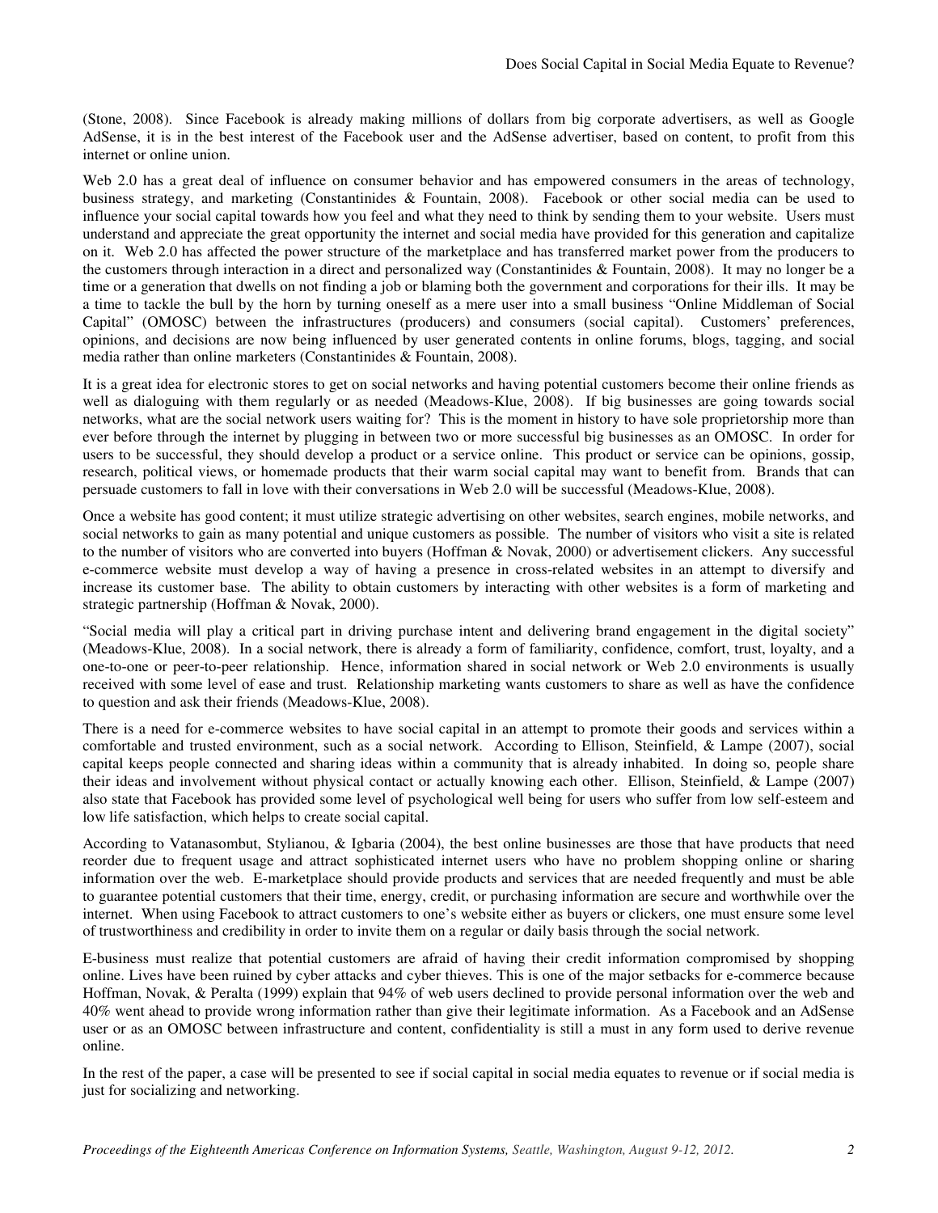(Stone, 2008). Since Facebook is already making millions of dollars from big corporate advertisers, as well as Google AdSense, it is in the best interest of the Facebook user and the AdSense advertiser, based on content, to profit from this internet or online union.

Web 2.0 has a great deal of influence on consumer behavior and has empowered consumers in the areas of technology, business strategy, and marketing (Constantinides & Fountain, 2008). Facebook or other social media can be used to influence your social capital towards how you feel and what they need to think by sending them to your website. Users must understand and appreciate the great opportunity the internet and social media have provided for this generation and capitalize on it. Web 2.0 has affected the power structure of the marketplace and has transferred market power from the producers to the customers through interaction in a direct and personalized way (Constantinides & Fountain, 2008). It may no longer be a time or a generation that dwells on not finding a job or blaming both the government and corporations for their ills. It may be a time to tackle the bull by the horn by turning oneself as a mere user into a small business "Online Middleman of Social Capital" (OMOSC) between the infrastructures (producers) and consumers (social capital). Customers' preferences, opinions, and decisions are now being influenced by user generated contents in online forums, blogs, tagging, and social media rather than online marketers (Constantinides & Fountain, 2008).

It is a great idea for electronic stores to get on social networks and having potential customers become their online friends as well as dialoguing with them regularly or as needed (Meadows-Klue, 2008). If big businesses are going towards social networks, what are the social network users waiting for? This is the moment in history to have sole proprietorship more than ever before through the internet by plugging in between two or more successful big businesses as an OMOSC. In order for users to be successful, they should develop a product or a service online. This product or service can be opinions, gossip, research, political views, or homemade products that their warm social capital may want to benefit from. Brands that can persuade customers to fall in love with their conversations in Web 2.0 will be successful (Meadows-Klue, 2008).

Once a website has good content; it must utilize strategic advertising on other websites, search engines, mobile networks, and social networks to gain as many potential and unique customers as possible. The number of visitors who visit a site is related to the number of visitors who are converted into buyers (Hoffman & Novak, 2000) or advertisement clickers. Any successful e-commerce website must develop a way of having a presence in cross-related websites in an attempt to diversify and increase its customer base. The ability to obtain customers by interacting with other websites is a form of marketing and strategic partnership (Hoffman & Novak, 2000).

"Social media will play a critical part in driving purchase intent and delivering brand engagement in the digital society" (Meadows-Klue, 2008). In a social network, there is already a form of familiarity, confidence, comfort, trust, loyalty, and a one-to-one or peer-to-peer relationship. Hence, information shared in social network or Web 2.0 environments is usually received with some level of ease and trust. Relationship marketing wants customers to share as well as have the confidence to question and ask their friends (Meadows-Klue, 2008).

There is a need for e-commerce websites to have social capital in an attempt to promote their goods and services within a comfortable and trusted environment, such as a social network. According to Ellison, Steinfield, & Lampe (2007), social capital keeps people connected and sharing ideas within a community that is already inhabited. In doing so, people share their ideas and involvement without physical contact or actually knowing each other. Ellison, Steinfield, & Lampe (2007) also state that Facebook has provided some level of psychological well being for users who suffer from low self-esteem and low life satisfaction, which helps to create social capital.

According to Vatanasombut, Stylianou, & Igbaria (2004), the best online businesses are those that have products that need reorder due to frequent usage and attract sophisticated internet users who have no problem shopping online or sharing information over the web. E-marketplace should provide products and services that are needed frequently and must be able to guarantee potential customers that their time, energy, credit, or purchasing information are secure and worthwhile over the internet. When using Facebook to attract customers to one's website either as buyers or clickers, one must ensure some level of trustworthiness and credibility in order to invite them on a regular or daily basis through the social network.

E-business must realize that potential customers are afraid of having their credit information compromised by shopping online. Lives have been ruined by cyber attacks and cyber thieves. This is one of the major setbacks for e-commerce because Hoffman, Novak, & Peralta (1999) explain that 94% of web users declined to provide personal information over the web and 40% went ahead to provide wrong information rather than give their legitimate information. As a Facebook and an AdSense user or as an OMOSC between infrastructure and content, confidentiality is still a must in any form used to derive revenue online.

In the rest of the paper, a case will be presented to see if social capital in social media equates to revenue or if social media is just for socializing and networking.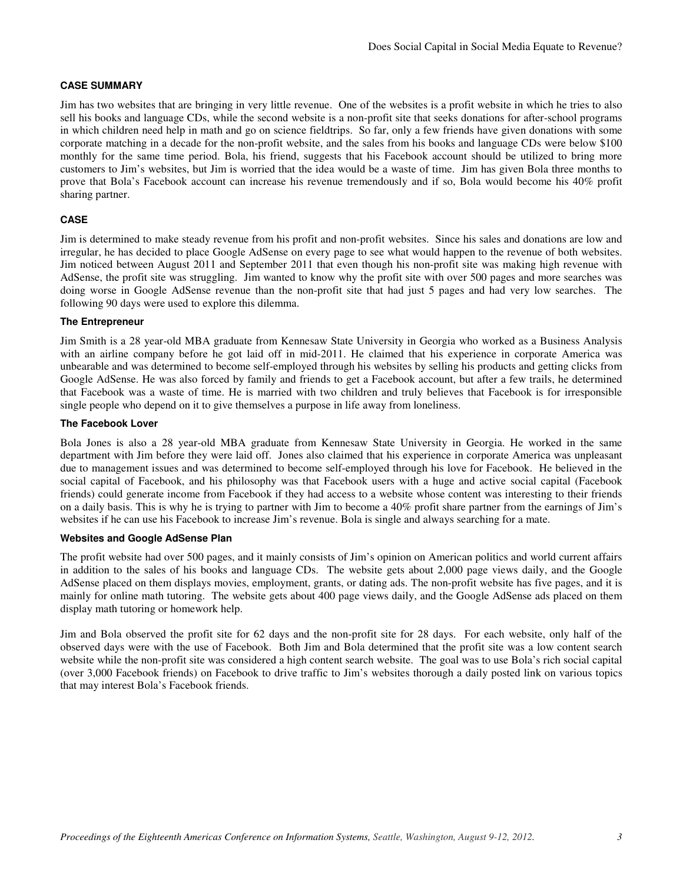### CASE SUMMARY

Jim has two websites that are bringing in very little revenue. One of the websites is a profit website in which he tries to also sell his books and language CDs, while the second website is a non-profit site that seeks donations for after-school programs in which children need help in math and go on science fieldtrips. So far, only a few friends have given donations with some corporate matching in a decade for the non-profit website, and the sales from his books and language CDs were below $100 monthly for the same time period. Bola, his friend, suggests that his Facebook account should be utilized to bring more customers to Jim's websites, but Jim is worried that the idea would be a waste of time. Jim has given Bola three months to prove that Bola's Facebook account can increase his revenue tremendously and if so, Bola would become his 40% profit sharing partner.

### CASE

Jim is determined to make steady revenue from his profit and non-profit websites. Since his sales and donations are low and irregular, he has decided to place Google AdSense on every page to see what would happen to the revenue of both websites. Jim noticed between August 2011 and September 2011 that even though his non-profit site was making high revenue with AdSense, the profit site was struggling. Jim wanted to know why the profit site with over 500 pages and more searches was doing worse in Google AdSense revenue than the non-profit site that had just 5 pages and had very low searches. The following 90 days were used to explore this dilemma.

#### The Entrepreneur

Jim Smith is a 28 year-old MBA graduate from Kennesaw State University in Georgia who worked as a Business Analysis with an airline company before he got laid off in mid-2011. He claimed that his experience in corporate America was unbearable and was determined to become self-employed through his websites by selling his products and getting clicks from Google AdSense. He was also forced by family and friends to get a Facebook account, but after a few trails, he determined that Facebook was a waste of time. He is married with two children and truly believes that Facebook is for irresponsible single people who depend on it to give themselves a purpose in life away from loneliness.

#### The Facebook Lover

Bola Jones is also a 28 year-old MBA graduate from Kennesaw State University in Georgia. He worked in the same department with Jim before they were laid off. Jones also claimed that his experience in corporate America was unpleasant due to management issues and was determined to become self-employed through his love for Facebook. He believed in the social capital of Facebook, and his philosophy was that Facebook users with a huge and active social capital (Facebook friends) could generate income from Facebook if they had access to a website whose content was interesting to their friends on a daily basis. This is why he is trying to partner with Jim to become a 40% profit share partner from the earnings of Jim's websites if he can use his Facebook to increase Jim's revenue. Bola is single and always searching for a mate.

#### Websites and Google AdSense Plan

The profit website had over 500 pages, and it mainly consists of Jim's opinion on American politics and world current affairs in addition to the sales of his books and language CDs. The website gets about 2,000 page views daily, and the Google AdSense placed on them displays movies, employment, grants, or dating ads. The non-profit website has five pages, and it is mainly for online math tutoring. The website gets about 400 page views daily, and the Google AdSense ads placed on them display math tutoring or homework help.

Jim and Bola observed the profit site for 62 days and the non-profit site for 28 days. For each website, only half of the observed days were with the use of Facebook. Both Jim and Bola determined that the profit site was a low content search website while the non-profit site was considered a high content search website. The goal was to use Bola's rich social capital (over 3,000 Facebook friends) on Facebook to drive traffic to Jim's websites thorough a daily posted link on various topics that may interest Bola's Facebook friends.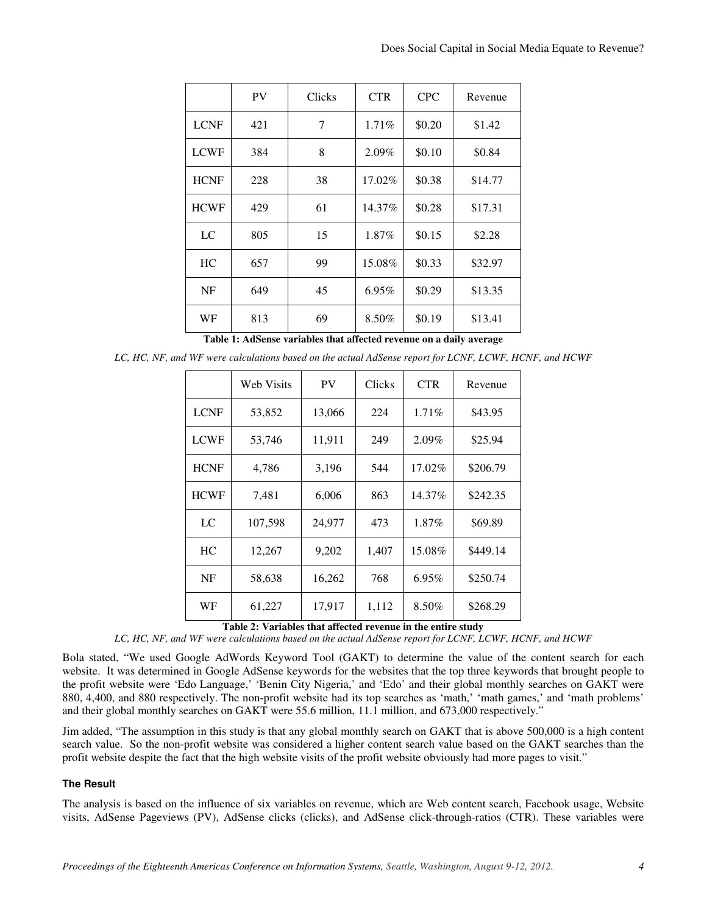|  | PV | Clicks | CTR | CPC | Revenue |
|---|---|---|---|---|---|
| LCNF | 421 | 7 | 1.71% | $0.20 | $1.42 |
| LCWF | 384 | 8 | 2.09% | $0.10 | $0.84 |
| HCNF | 228 | 38 | 17.02% | $0.38 | $14.77 |
| HCWF | 429 | 61 | 14.37% | $0.28 | $17.31 |
| LC | 805 | 15 | 1.87% | $0.15 | $2.28 |
| HC | 657 | 99 | 15.08% | $0.33 | $32.97 |
| NF | 649 | 45 | 6.95% | $0.29 | $13.35 |
| WF | 813 | 69 | 8.50% | $0.19 | $13.41 |

**Table 1: AdSense variables that affected revenue on a daily average**

*LC, HC, NF, and WF were calculations based on the actual AdSense report for LCNF, LCWF, HCNF, and HCWF*

|  | Web Visits | PV | Clicks | CTR | Revenue |
|---|---|---|---|---|---|
| LCNF | 53,852 | 13,066 | 224 | 1.71% | $43.95 |
| LCWF | 53,746 | 11,911 | 249 | 2.09% | $25.94 |
| HCNF | 4,786 | 3,196 | 544 | 17.02% | $206.79 |
| HCWF | 7,481 | 6,006 | 863 | 14.37% | $242.35 |
| LC | 107,598 | 24,977 | 473 | 1.87% | $69.89 |
| HC | 12,267 | 9,202 | 1,407 | 15.08% | $449.14 |
| NF | 58,638 | 16,262 | 768 | 6.95% | $250.74 |
| WF | 61,227 | 17,917 | 1,112 | 8.50% | $268.29 |

**Table 2: Variables that affected revenue in the entire study**

*LC, HC, NF, and WF were calculations based on the actual AdSense report for LCNF, LCWF, HCNF, and HCWF*

Bola stated, "We used Google AdWords Keyword Tool (GAKT) to determine the value of the content search for each website. It was determined in Google AdSense keywords for the websites that the top three keywords that brought people to the profit website were 'Edo Language,' 'Benin City Nigeria,' and 'Edo' and their global monthly searches on GAKT were 880, 4,400, and 880 respectively. The non-profit website had its top searches as 'math,' 'math games,' and 'math problems' and their global monthly searches on GAKT were 55.6 million, 11.1 million, and 673,000 respectively."

Jim added, "The assumption in this study is that any global monthly search on GAKT that is above 500,000 is a high content search value. So the non-profit website was considered a higher content search value based on the GAKT searches than the profit website despite the fact that the high website visits of the profit website obviously had more pages to visit."

### The Result

The analysis is based on the influence of six variables on revenue, which are Web content search, Facebook usage, Website visits, AdSense Pageviews (PV), AdSense clicks (clicks), and AdSense click-through-ratios (CTR). These variables were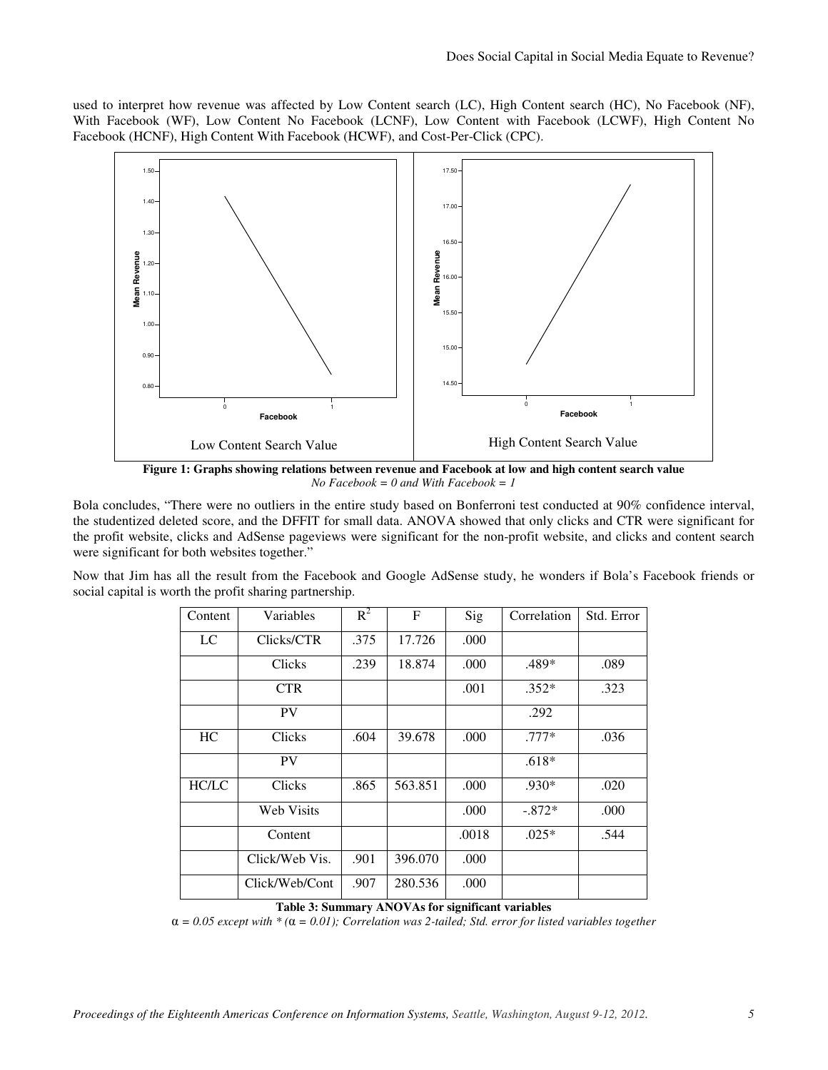used to interpret how revenue was affected by Low Content search (LC), High Content search (HC), No Facebook (NF), With Facebook (WF), Low Content No Facebook (LCNF), Low Content with Facebook (LCWF), High Content No Facebook (HCNF), High Content With Facebook (HCWF), and Cost-Per-Click (CPC).

**Figure 1: Graphs showing relations between revenue and Facebook at low and high content search value**
*No Facebook = 0 and With Facebook = 1*

Bola concludes, "There were no outliers in the entire study based on Bonferroni test conducted at 90% confidence interval, the studentized deleted score, and the DFFIT for small data. ANOVA showed that only clicks and CTR were significant for the profit website, clicks and AdSense pageviews were significant for the non-profit website, and clicks and content search were significant for both websites together."

Now that Jim has all the result from the Facebook and Google AdSense study, he wonders if Bola's Facebook friends or social capital is worth the profit sharing partnership.

| Content | Variables | $R^2$ | F | Sig | Correlation | Std. Error |
|---|---|---|---|---|---|---|
| LC | Clicks/CTR | .375 | 17.726 | .000 | | |
| | Clicks | .239 | 18.874 | .000 | .489* | .089 |
| | CTR | | | .001 | .352* | .323 |
| | PV | | | | .292 | |
| HC | Clicks | .604 | 39.678 | .000 | .777* | .036 |
| | PV | | | | .618* | |
| HC/LC | Clicks | .865 | 563.851 | .000 | .930* | .020 |
| | Web Visits | | | .000 | -.872* | .000 |
| | Content | | | .0018 | .025* | .544 |
| | Click/Web Vis. | .901 | 396.070 | .000 | | |
| | Click/Web/Cont | .907 | 280.536 | .000 | | |

**Table 3: Summary ANOVAs for significant variables**
$\alpha = 0.05$ *except with * ($\alpha = 0.01$); Correlation was 2-tailed; Std. error for listed variables together*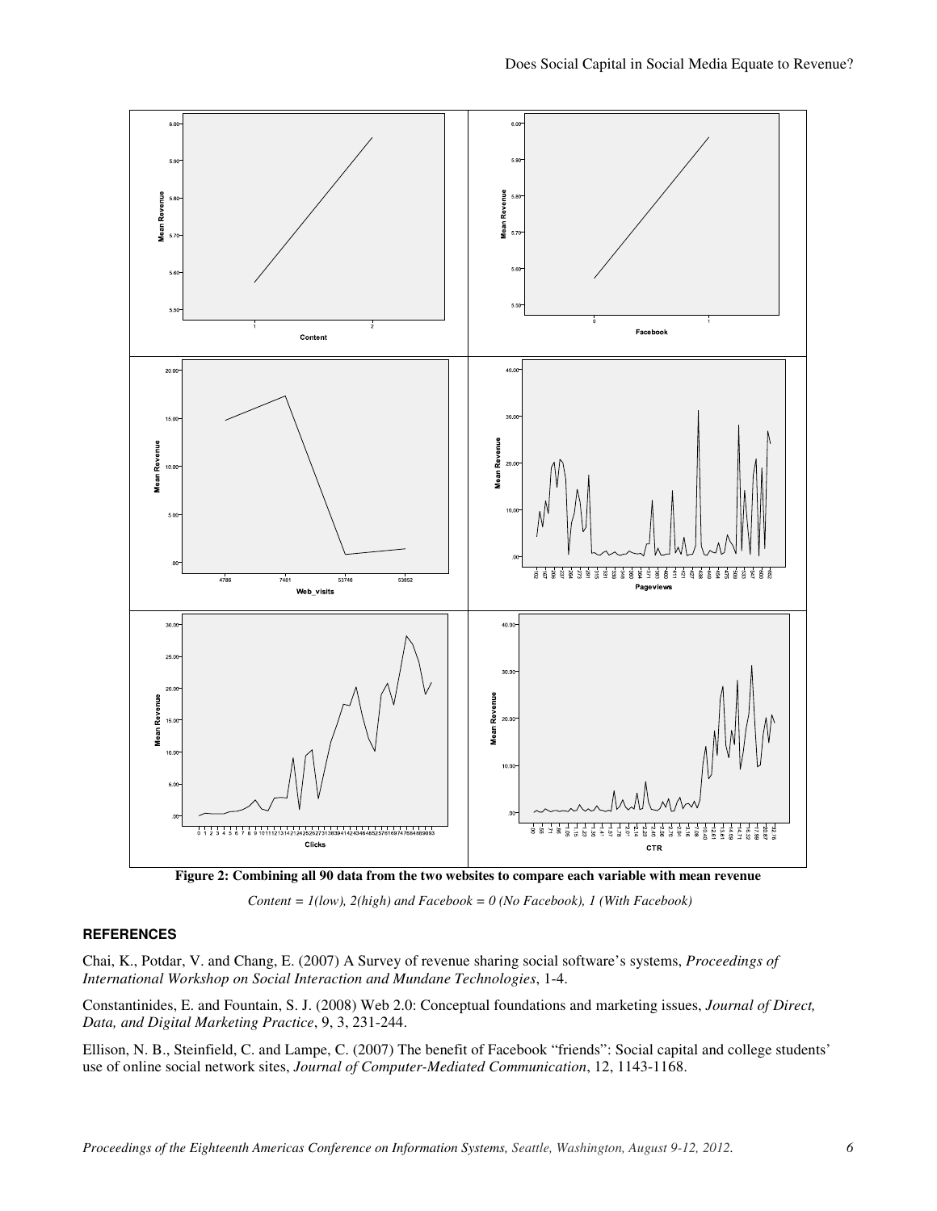**Figure 2: Combining all 90 data from the two websites to compare each variable with mean revenue**

*Content = 1(low), 2(high) and Facebook = 0 (No Facebook), 1 (With Facebook)*

## REFERENCES

Chai, K., Potdar, V. and Chang, E. (2007) A Survey of revenue sharing social software's systems, *Proceedings of International Workshop on Social Interaction and Mundane Technologies*, 1-4.

Constantinides, E. and Fountain, S. J. (2008) Web 2.0: Conceptual foundations and marketing issues, *Journal of Direct, Data, and Digital Marketing Practice*, 9, 3, 231-244.

Ellison, N. B., Steinfield, C. and Lampe, C. (2007) The benefit of Facebook "friends": Social capital and college students' use of online social network sites, *Journal of Computer-Mediated Communication*, 12, 1143-1168.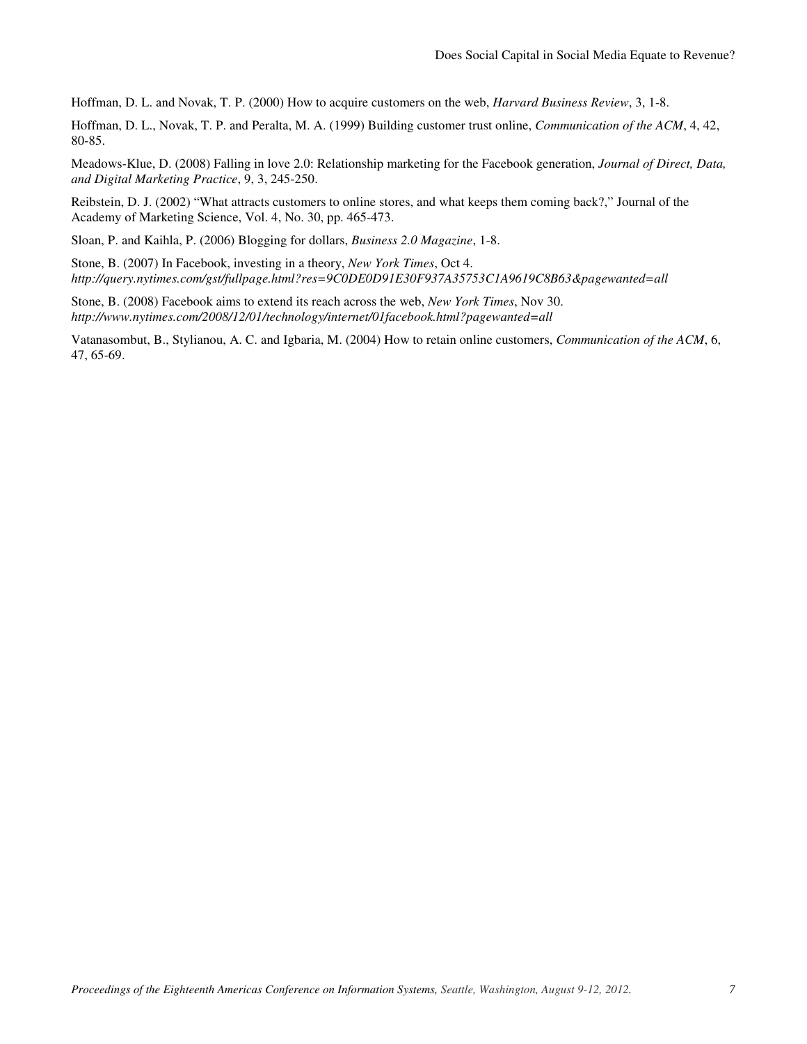Hoffman, D. L. and Novak, T. P. (2000) How to acquire customers on the web, *Harvard Business Review*, 3, 1-8.

Hoffman, D. L., Novak, T. P. and Peralta, M. A. (1999) Building customer trust online, *Communication of the ACM*, 4, 42, 80-85.

Meadows-Klue, D. (2008) Falling in love 2.0: Relationship marketing for the Facebook generation, *Journal of Direct, Data, and Digital Marketing Practice*, 9, 3, 245-250.

Reibstein, D. J. (2002) "What attracts customers to online stores, and what keeps them coming back?," Journal of the Academy of Marketing Science, Vol. 4, No. 30, pp. 465-473.

Sloan, P. and Kaihla, P. (2006) Blogging for dollars, *Business 2.0 Magazine*, 1-8.

Stone, B. (2007) In Facebook, investing in a theory, *New York Times*, Oct 4. *http://query.nytimes.com/gst/fullpage.html?res=9C0DE0D91E30F937A35753C1A9619C8B63&pagewanted=all*

Stone, B. (2008) Facebook aims to extend its reach across the web, *New York Times*, Nov 30. *http://www.nytimes.com/2008/12/01/technology/internet/01facebook.html?pagewanted=all*

Vatanasombut, B., Stylianou, A. C. and Igbaria, M. (2004) How to retain online customers, *Communication of the ACM*, 6, 47, 65-69.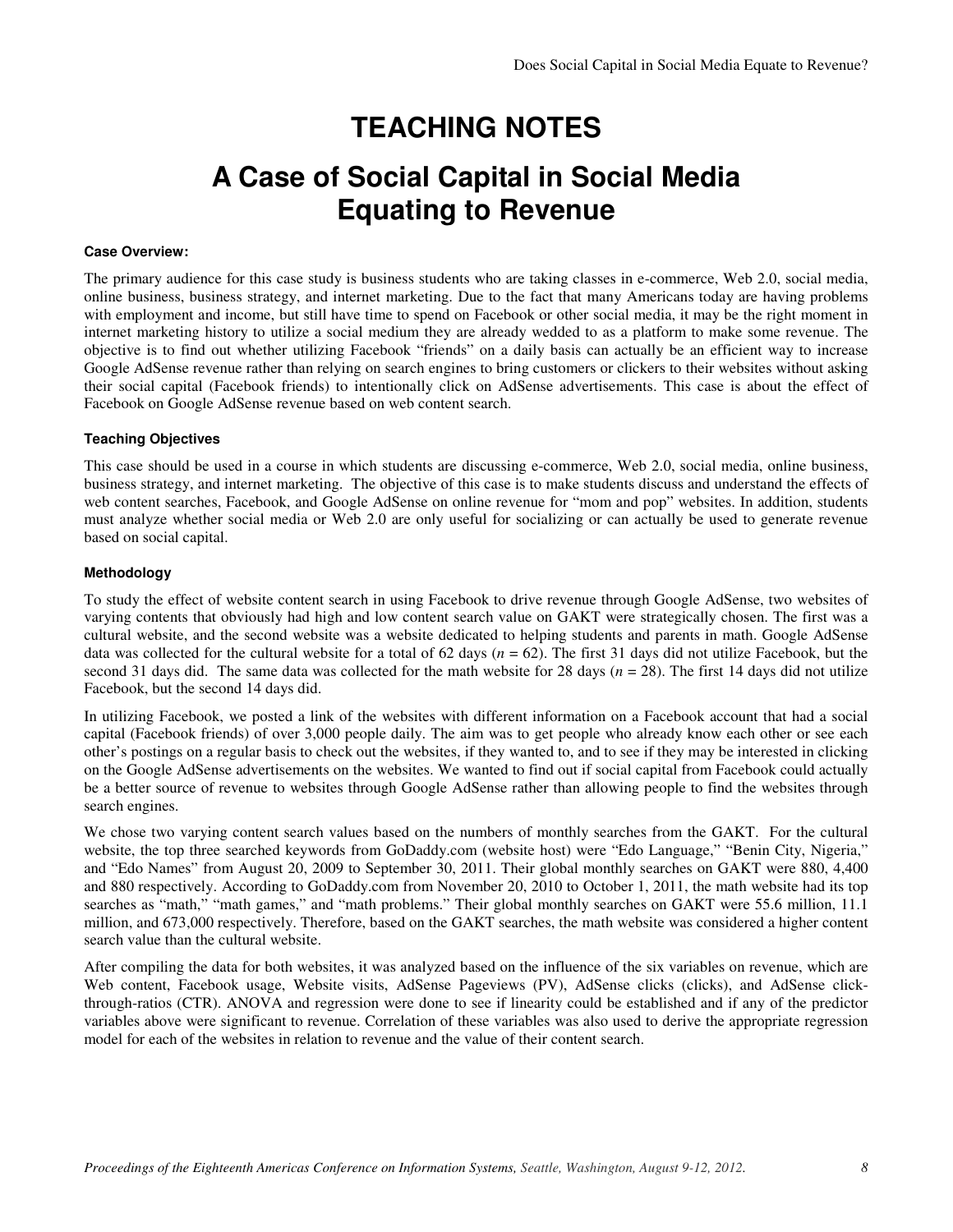# TEACHING NOTES

# A Case of Social Capital in Social Media Equating to Revenue

### Case Overview:

The primary audience for this case study is business students who are taking classes in e-commerce, Web 2.0, social media, online business, business strategy, and internet marketing. Due to the fact that many Americans today are having problems with employment and income, but still have time to spend on Facebook or other social media, it may be the right moment in internet marketing history to utilize a social medium they are already wedded to as a platform to make some revenue. The objective is to find out whether utilizing Facebook "friends" on a daily basis can actually be an efficient way to increase Google AdSense revenue rather than relying on search engines to bring customers or clickers to their websites without asking their social capital (Facebook friends) to intentionally click on AdSense advertisements. This case is about the effect of Facebook on Google AdSense revenue based on web content search.

### Teaching Objectives

This case should be used in a course in which students are discussing e-commerce, Web 2.0, social media, online business, business strategy, and internet marketing. The objective of this case is to make students discuss and understand the effects of web content searches, Facebook, and Google AdSense on online revenue for "mom and pop" websites. In addition, students must analyze whether social media or Web 2.0 are only useful for socializing or can actually be used to generate revenue based on social capital.

### Methodology

To study the effect of website content search in using Facebook to drive revenue through Google AdSense, two websites of varying contents that obviously had high and low content search value on GAKT were strategically chosen. The first was a cultural website, and the second website was a website dedicated to helping students and parents in math. Google AdSense data was collected for the cultural website for a total of 62 days ($n = 62$). The first 31 days did not utilize Facebook, but the second 31 days did. The same data was collected for the math website for 28 days ($n = 28$). The first 14 days did not utilize Facebook, but the second 14 days did.

In utilizing Facebook, we posted a link of the websites with different information on a Facebook account that had a social capital (Facebook friends) of over 3,000 people daily. The aim was to get people who already know each other or see each other's postings on a regular basis to check out the websites, if they wanted to, and to see if they may be interested in clicking on the Google AdSense advertisements on the websites. We wanted to find out if social capital from Facebook could actually be a better source of revenue to websites through Google AdSense rather than allowing people to find the websites through search engines.

We chose two varying content search values based on the numbers of monthly searches from the GAKT. For the cultural website, the top three searched keywords from GoDaddy.com (website host) were "Edo Language," "Benin City, Nigeria," and "Edo Names" from August 20, 2009 to September 30, 2011. Their global monthly searches on GAKT were 880, 4,400 and 880 respectively. According to GoDaddy.com from November 20, 2010 to October 1, 2011, the math website had its top searches as "math," "math games," and "math problems." Their global monthly searches on GAKT were 55.6 million, 11.1 million, and 673,000 respectively. Therefore, based on the GAKT searches, the math website was considered a higher content search value than the cultural website.

After compiling the data for both websites, it was analyzed based on the influence of the six variables on revenue, which are Web content, Facebook usage, Website visits, AdSense Pageviews (PV), AdSense clicks (clicks), and AdSense click-through-ratios (CTR). ANOVA and regression were done to see if linearity could be established and if any of the predictor variables above were significant to revenue. Correlation of these variables was also used to derive the appropriate regression model for each of the websites in relation to revenue and the value of their content search.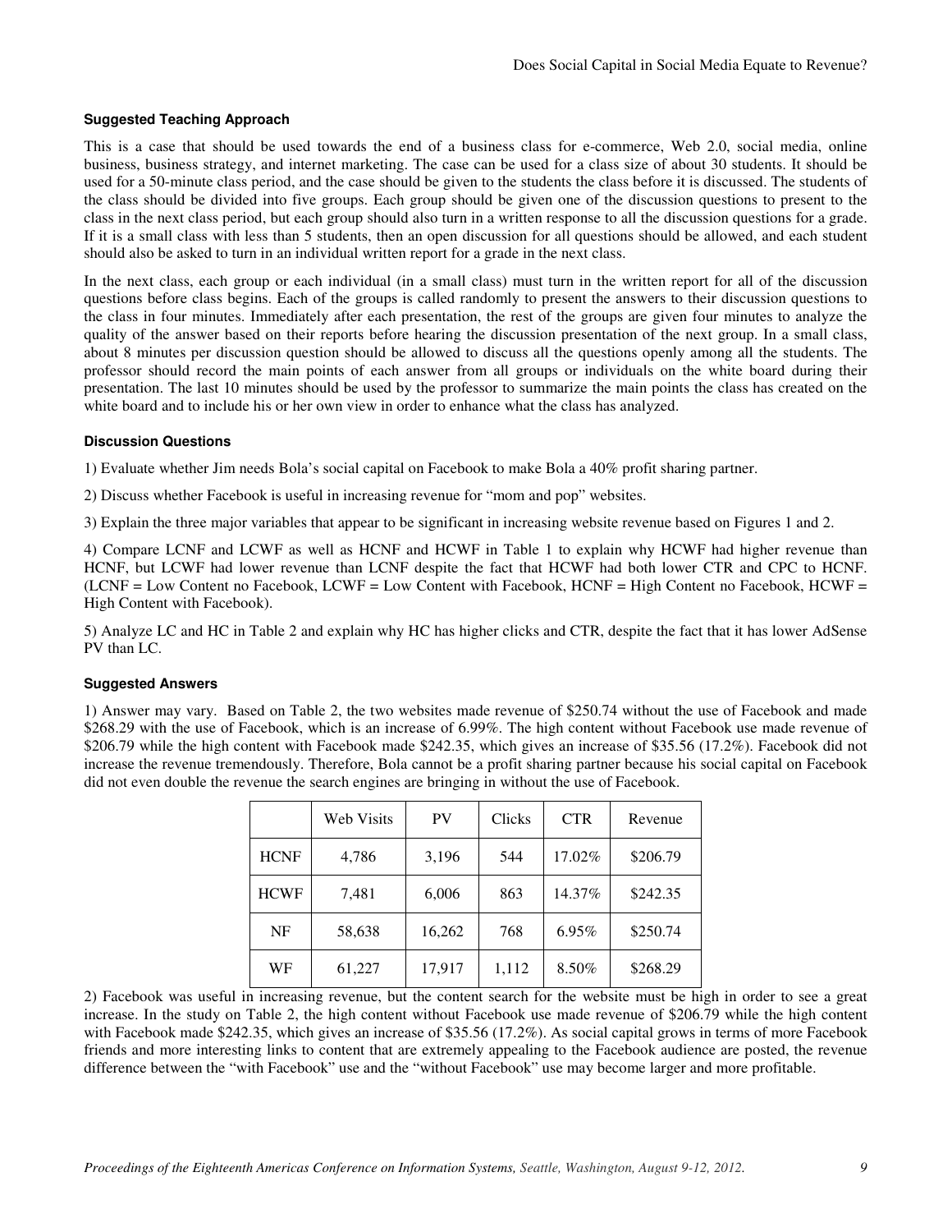### Suggested Teaching Approach

This is a case that should be used towards the end of a business class for e-commerce, Web 2.0, social media, online business, business strategy, and internet marketing. The case can be used for a class size of about 30 students. It should be used for a 50-minute class period, and the case should be given to the students the class before it is discussed. The students of the class should be divided into five groups. Each group should be given one of the discussion questions to present to the class in the next class period, but each group should also turn in a written response to all the discussion questions for a grade. If it is a small class with less than 5 students, then an open discussion for all questions should be allowed, and each student should also be asked to turn in an individual written report for a grade in the next class.

In the next class, each group or each individual (in a small class) must turn in the written report for all of the discussion questions before class begins. Each of the groups is called randomly to present the answers to their discussion questions to the class in four minutes. Immediately after each presentation, the rest of the groups are given four minutes to analyze the quality of the answer based on their reports before hearing the discussion presentation of the next group. In a small class, about 8 minutes per discussion question should be allowed to discuss all the questions openly among all the students. The professor should record the main points of each answer from all groups or individuals on the white board during their presentation. The last 10 minutes should be used by the professor to summarize the main points the class has created on the white board and to include his or her own view in order to enhance what the class has analyzed.

### Discussion Questions

1) Evaluate whether Jim needs Bola's social capital on Facebook to make Bola a 40% profit sharing partner.

2) Discuss whether Facebook is useful in increasing revenue for "mom and pop" websites.

3) Explain the three major variables that appear to be significant in increasing website revenue based on Figures 1 and 2.

4) Compare LCNF and LCWF as well as HCNF and HCWF in Table 1 to explain why HCWF had higher revenue than HCNF, but LCWF had lower revenue than LCNF despite the fact that HCWF had both lower CTR and CPC to HCNF. (LCNF = Low Content no Facebook, LCWF = Low Content with Facebook, HCNF = High Content no Facebook, HCWF = High Content with Facebook).

5) Analyze LC and HC in Table 2 and explain why HC has higher clicks and CTR, despite the fact that it has lower AdSense PV than LC.

### Suggested Answers

1) Answer may vary. Based on Table 2, the two websites made revenue of $250.74 without the use of Facebook and made $268.29 with the use of Facebook, which is an increase of 6.99%. The high content without Facebook use made revenue of $206.79 while the high content with Facebook made $242.35, which gives an increase of $35.56 (17.2%). Facebook did not increase the revenue tremendously. Therefore, Bola cannot be a profit sharing partner because his social capital on Facebook did not even double the revenue the search engines are bringing in without the use of Facebook.

| | Web Visits | PV | Clicks | CTR | Revenue |
|---|---|---|---|---|---|
| HCNF | 4,786 | 3,196 | 544 | 17.02% | $206.79 |
| HCWF | 7,481 | 6,006 | 863 | 14.37% | $242.35 |
| NF | 58,638 | 16,262 | 768 | 6.95% | $250.74 |
| WF | 61,227 | 17,917 | 1,112 | 8.50% | $268.29 |

2) Facebook was useful in increasing revenue, but the content search for the website must be high in order to see a great increase. In the study on Table 2, the high content without Facebook use made revenue of $206.79 while the high content with Facebook made $242.35, which gives an increase of $35.56 (17.2%). As social capital grows in terms of more Facebook friends and more interesting links to content that are extremely appealing to the Facebook audience are posted, the revenue difference between the "with Facebook" use and the "without Facebook" use may become larger and more profitable.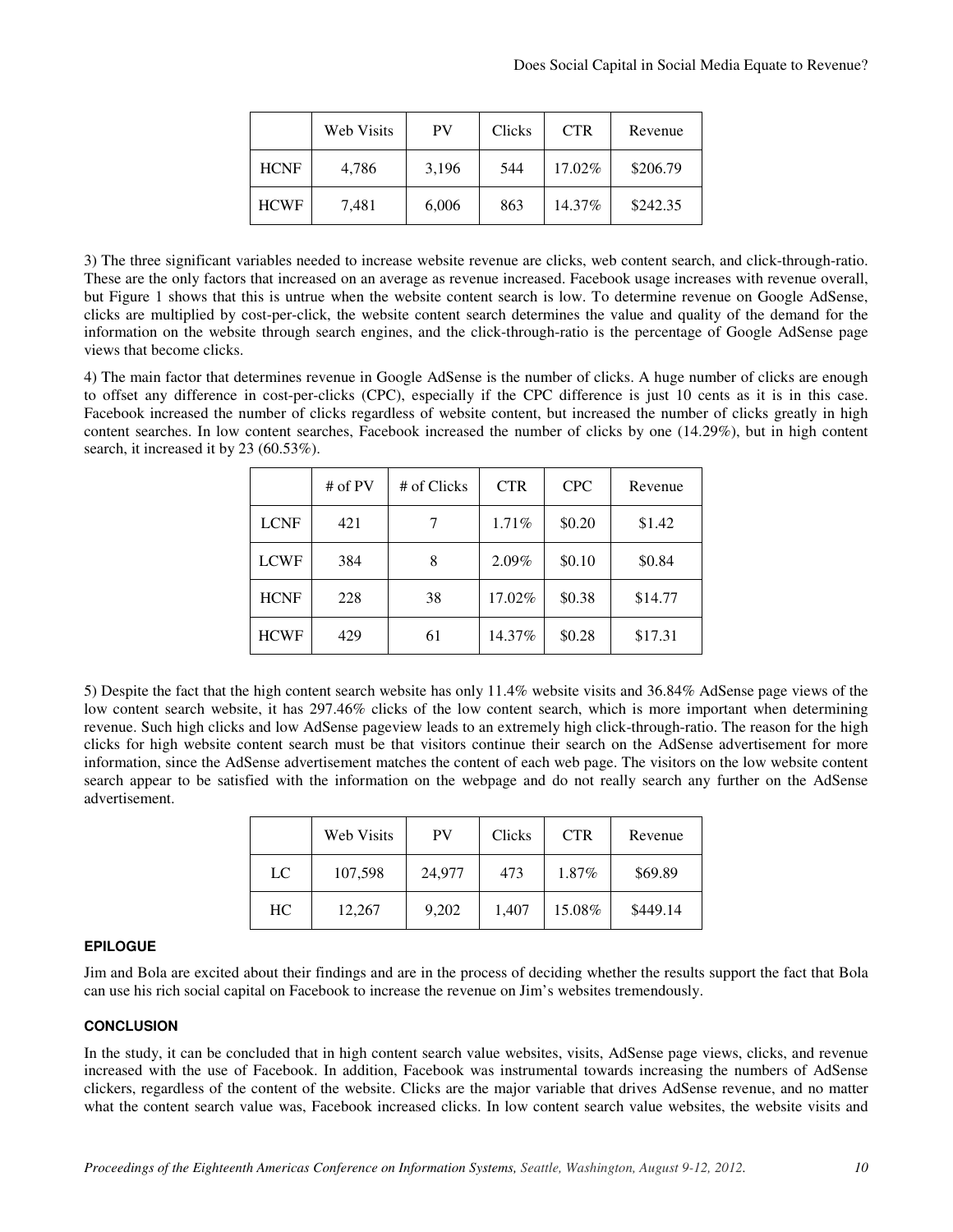|  | Web Visits | PV | Clicks | CTR | Revenue |
| --- | --- | --- | --- | --- | --- |
| HCNF | 4,786 | 3,196 | 544 | 17.02% | $206.79 |
| HCWF | 7,481 | 6,006 | 863 | 14.37% | $242.35 |

3) The three significant variables needed to increase website revenue are clicks, web content search, and click-through-ratio. These are the only factors that increased on an average as revenue increased. Facebook usage increases with revenue overall, but Figure 1 shows that this is untrue when the website content search is low. To determine revenue on Google AdSense, clicks are multiplied by cost-per-click, the website content search determines the value and quality of the demand for the information on the website through search engines, and the click-through-ratio is the percentage of Google AdSense page views that become clicks.

4) The main factor that determines revenue in Google AdSense is the number of clicks. A huge number of clicks are enough to offset any difference in cost-per-clicks (CPC), especially if the CPC difference is just 10 cents as it is in this case. Facebook increased the number of clicks regardless of website content, but increased the number of clicks greatly in high content searches. In low content searches, Facebook increased the number of clicks by one (14.29%), but in high content search, it increased it by 23 (60.53%).

|  | # of PV | # of Clicks | CTR | CPC | Revenue |
| --- | --- | --- | --- | --- | --- |
| LCNF | 421 | 7 | 1.71% | $0.20 | $1.42 |
| LCWF | 384 | 8 | 2.09% | $0.10 | $0.84 |
| HCNF | 228 | 38 | 17.02% | $0.38 | $14.77 |
| HCWF | 429 | 61 | 14.37% | $0.28 | $17.31 |

5) Despite the fact that the high content search website has only 11.4% website visits and 36.84% AdSense page views of the low content search website, it has 297.46% clicks of the low content search, which is more important when determining revenue. Such high clicks and low AdSense pageview leads to an extremely high click-through-ratio. The reason for the high clicks for high website content search must be that visitors continue their search on the AdSense advertisement for more information, since the AdSense advertisement matches the content of each web page. The visitors on the low website content search appear to be satisfied with the information on the webpage and do not really search any further on the AdSense advertisement.

|  | Web Visits | PV | Clicks | CTR | Revenue |
| --- | --- | --- | --- | --- | --- |
| LC | 107,598 | 24,977 | 473 | 1.87% | $69.89 |
| HC | 12,267 | 9,202 | 1,407 | 15.08% | $449.14 |

## EPILOGUE

Jim and Bola are excited about their findings and are in the process of deciding whether the results support the fact that Bola can use his rich social capital on Facebook to increase the revenue on Jim's websites tremendously.

## CONCLUSION

In the study, it can be concluded that in high content search value websites, visits, AdSense page views, clicks, and revenue increased with the use of Facebook. In addition, Facebook was instrumental towards increasing the numbers of AdSense clickers, regardless of the content of the website. Clicks are the major variable that drives AdSense revenue, and no matter what the content search value was, Facebook increased clicks. In low content search value websites, the website visits and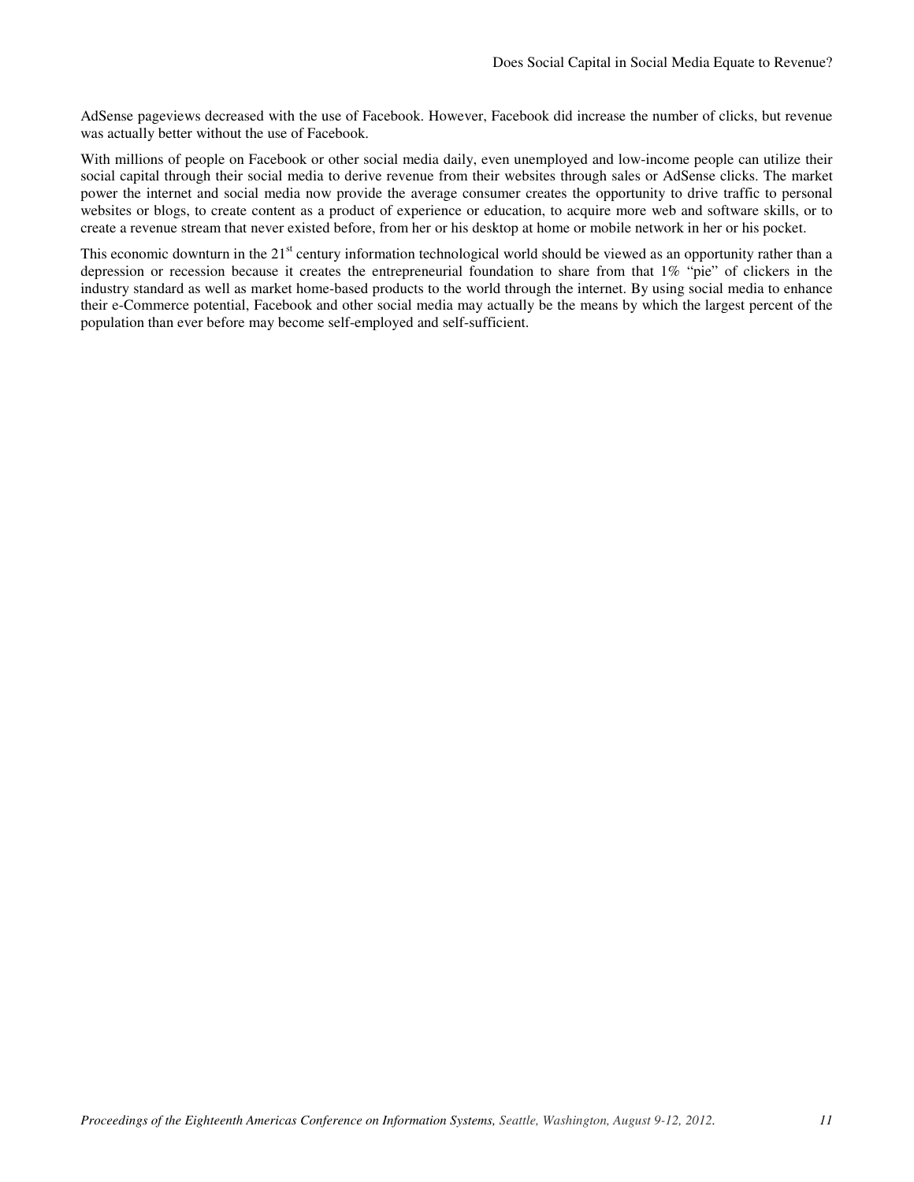AdSense pageviews decreased with the use of Facebook. However, Facebook did increase the number of clicks, but revenue was actually better without the use of Facebook.

With millions of people on Facebook or other social media daily, even unemployed and low-income people can utilize their social capital through their social media to derive revenue from their websites through sales or AdSense clicks. The market power the internet and social media now provide the average consumer creates the opportunity to drive traffic to personal websites or blogs, to create content as a product of experience or education, to acquire more web and software skills, or to create a revenue stream that never existed before, from her or his desktop at home or mobile network in her or his pocket.

This economic downturn in the 21st century information technological world should be viewed as an opportunity rather than a depression or recession because it creates the entrepreneurial foundation to share from that 1% "pie" of clickers in the industry standard as well as market home-based products to the world through the internet. By using social media to enhance their e-Commerce potential, Facebook and other social media may actually be the means by which the largest percent of the population than ever before may become self-employed and self-sufficient.